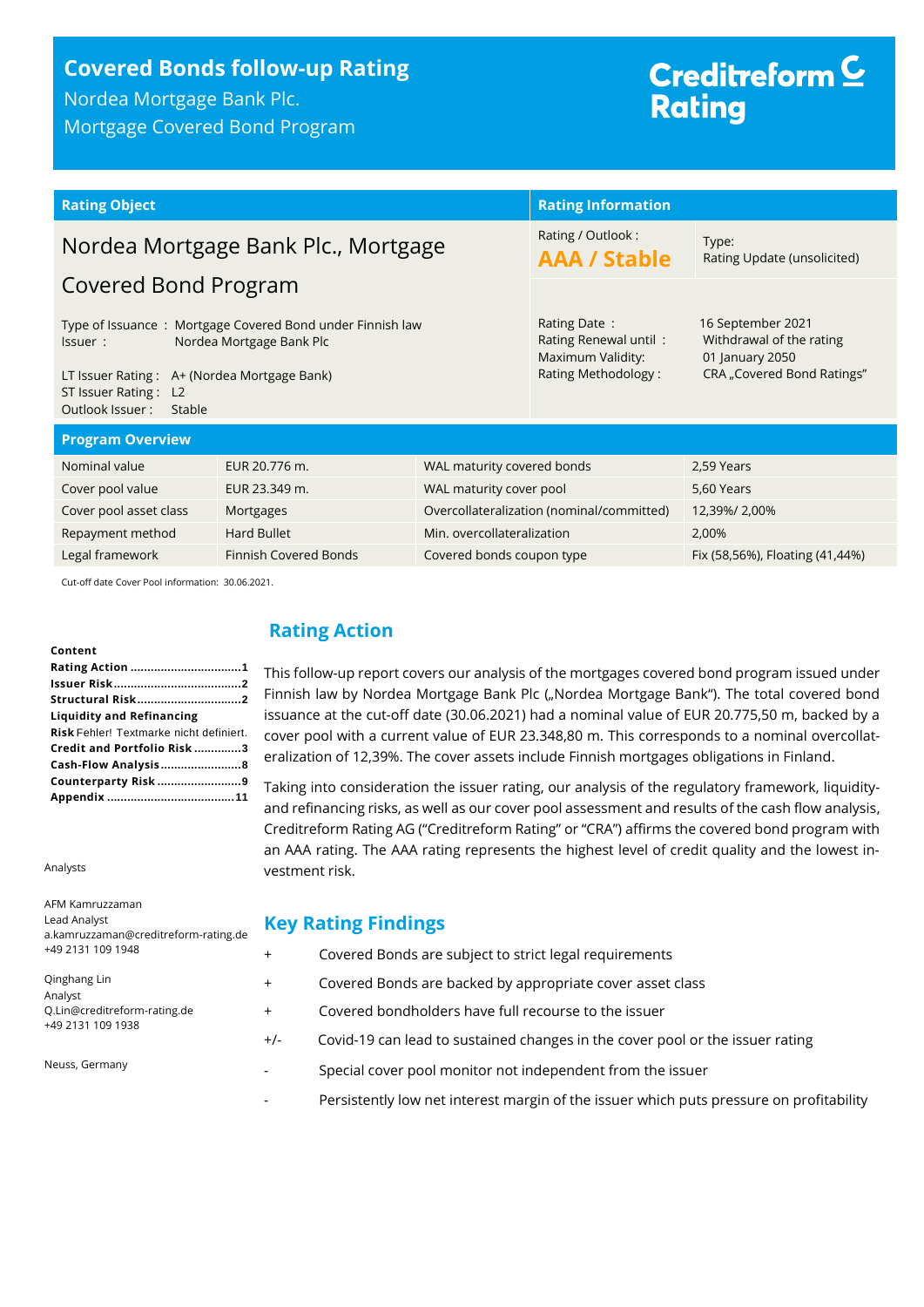# Covered Bonds follow-up Rating

Nordea Mortgage Bank Plc.

Mortgage Covered Bond Program

Creditreform Rating

| Rating Object | Rating Information | |
|---|---|---|
| **Nordea Mortgage Bank Plc., Mortgage Covered Bond Program** | Rating / Outlook : **AAA / Stable** | Type: Rating Update (unsolicited) |
| Type of Issuance : Mortgage Covered Bond under Finnish law<br>Issuer : Nordea Mortgage Bank Plc<br><br>LT Issuer Rating : A+ (Nordea Mortgage Bank)<br>ST Issuer Rating : L2<br>Outlook Issuer : Stable | Rating Date :<br>Rating Renewal until :<br>Maximum Validity:<br>Rating Methodology : | 16 September 2021<br>Withdrawal of the rating<br>01 January 2050<br>CRA „Covered Bond Ratings" |

## Program Overview

| | | | |
|---|---|---|---|
| Nominal value | EUR 20.776 m. | WAL maturity covered bonds | 2,59 Years |
| Cover pool value | EUR 23.349 m. | WAL maturity cover pool | 5,60 Years |
| Cover pool asset class | Mortgages | Overcollateralization (nominal/committed) | 12,39%/ 2,00% |
| Repayment method | Hard Bullet | Min. overcollateralization | 2,00% |
| Legal framework | Finnish Covered Bonds | Covered bonds coupon type | Fix (58,56%), Floating (41,44%) |

Cut-off date Cover Pool information: 30.06.2021.

**Content**

- **Rating Action** ........ 1
- **Issuer Risk** ........ 2
- **Structural Risk** ........ 2
- **Liquidity and Refinancing Risk** Fehler! Textmarke nicht definiert.
- **Credit and Portfolio Risk** ........ 3
- **Cash-Flow Analysis** ........ 8
- **Counterparty Risk** ........ 9
- **Appendix** ........ 11

Analysts

AFM Kamruzzaman
Lead Analyst
a.kamruzzaman@creditreform-rating.de
+49 2131 109 1948

Qinghang Lin
Analyst
Q.Lin@creditreform-rating.de
+49 2131 109 1938

Neuss, Germany

## Rating Action

This follow-up report covers our analysis of the mortgages covered bond program issued under Finnish law by Nordea Mortgage Bank Plc („Nordea Mortgage Bank"). The total covered bond issuance at the cut-off date (30.06.2021) had a nominal value of EUR 20.775,50 m, backed by a cover pool with a current value of EUR 23.348,80 m. This corresponds to a nominal overcollateralization of 12,39%. The cover assets include Finnish mortgages obligations in Finland.

Taking into consideration the issuer rating, our analysis of the regulatory framework, liquidity- and refinancing risks, as well as our cover pool assessment and results of the cash flow analysis, Creditreform Rating AG ("Creditreform Rating" or "CRA") affirms the covered bond program with an AAA rating. The AAA rating represents the highest level of credit quality and the lowest investment risk.

## Key Rating Findings

| | |
|---|---|
| + | Covered Bonds are subject to strict legal requirements |
| + | Covered Bonds are backed by appropriate cover asset class |
| + | Covered bondholders have full recourse to the issuer |
| +/- | Covid-19 can lead to sustained changes in the cover pool or the issuer rating |
| - | Special cover pool monitor not independent from the issuer |
| - | Persistently low net interest margin of the issuer which puts pressure on profitability |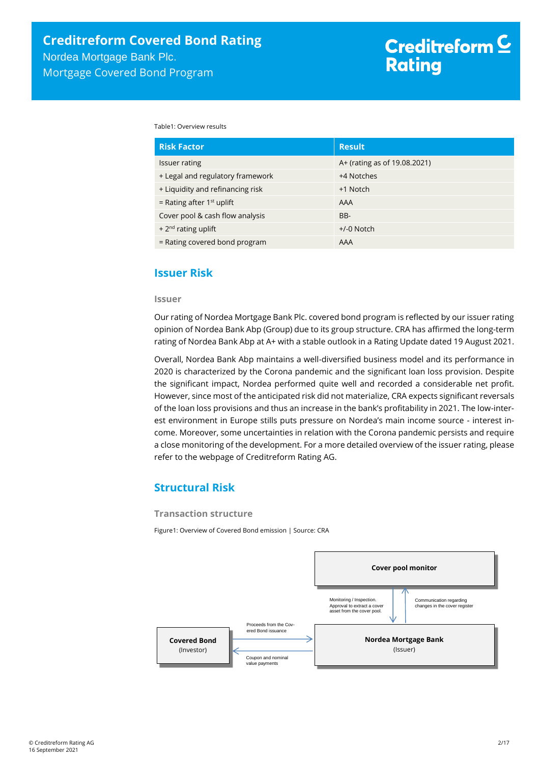Table1: Overview results

| Risk Factor | Result |
| --- | --- |
| Issuer rating | A+ (rating as of 19.08.2021) |
| + Legal and regulatory framework | +4 Notches |
| + Liquidity and refinancing risk | +1 Notch |
| = Rating after 1st uplift | AAA |
| Cover pool & cash flow analysis | BB- |
| + 2nd rating uplift | +/-0 Notch |
| = Rating covered bond program | AAA |

## Issuer Risk

### Issuer

Our rating of Nordea Mortgage Bank Plc. covered bond program is reflected by our issuer rating opinion of Nordea Bank Abp (Group) due to its group structure. CRA has affirmed the long-term rating of Nordea Bank Abp at A+ with a stable outlook in a Rating Update dated 19 August 2021.

Overall, Nordea Bank Abp maintains a well-diversified business model and its performance in 2020 is characterized by the Corona pandemic and the significant loan loss provision. Despite the significant impact, Nordea performed quite well and recorded a considerable net profit. However, since most of the anticipated risk did not materialize, CRA expects significant reversals of the loan loss provisions and thus an increase in the bank's profitability in 2021. The low-interest environment in Europe stills puts pressure on Nordea's main income source - interest income. Moreover, some uncertainties in relation with the Corona pandemic persists and require a close monitoring of the development. For a more detailed overview of the issuer rating, please refer to the webpage of Creditreform Rating AG.

## Structural Risk

### Transaction structure

Figure1: Overview of Covered Bond emission | Source: CRA

**Cover pool monitor**

Monitoring / Inspection. Approval to extract a cover asset from the cover pool.

Communication regarding changes in the cover register

**Covered Bond** (Investor)

Proceeds from the Covered Bond issuance

Coupon and nominal value payments

**Nordea Mortgage Bank** (Issuer)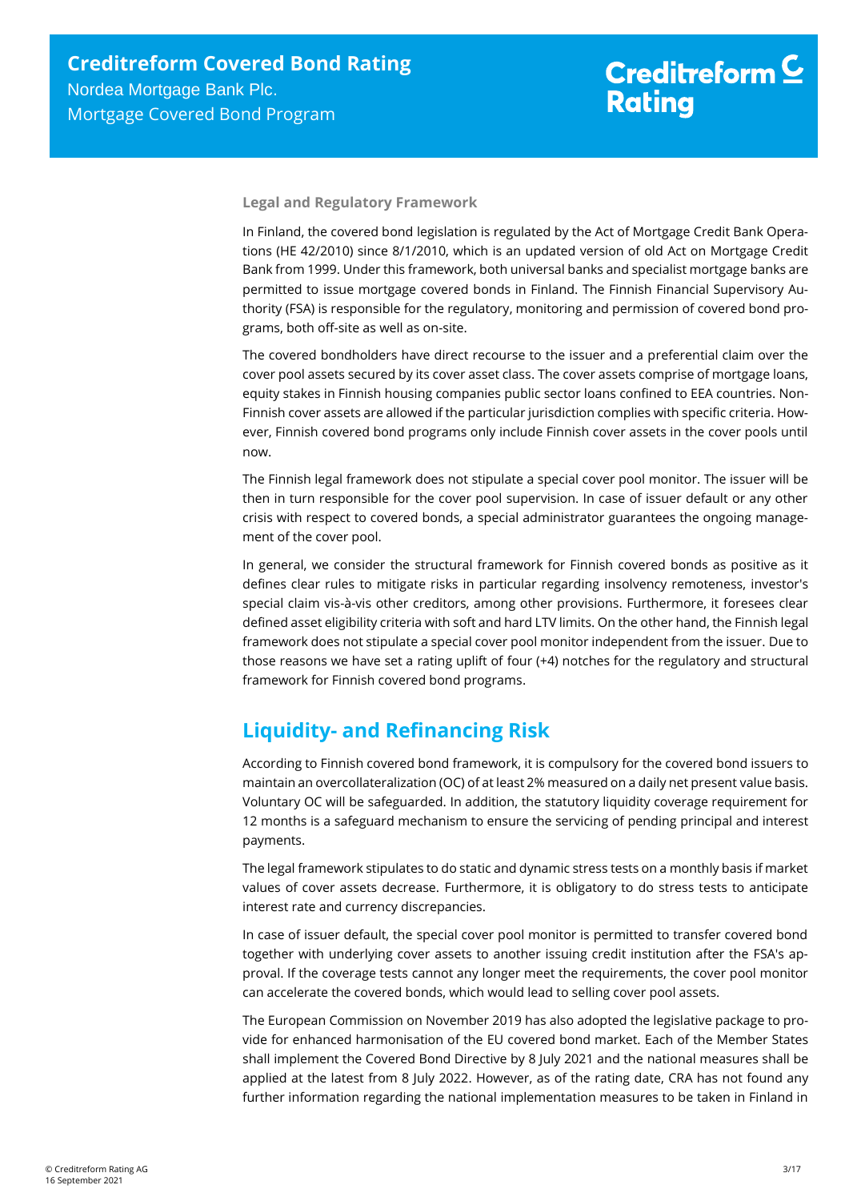### Legal and Regulatory Framework

In Finland, the covered bond legislation is regulated by the Act of Mortgage Credit Bank Operations (HE 42/2010) since 8/1/2010, which is an updated version of old Act on Mortgage Credit Bank from 1999. Under this framework, both universal banks and specialist mortgage banks are permitted to issue mortgage covered bonds in Finland. The Finnish Financial Supervisory Authority (FSA) is responsible for the regulatory, monitoring and permission of covered bond programs, both off-site as well as on-site.

The covered bondholders have direct recourse to the issuer and a preferential claim over the cover pool assets secured by its cover asset class. The cover assets comprise of mortgage loans, equity stakes in Finnish housing companies public sector loans confined to EEA countries. Non-Finnish cover assets are allowed if the particular jurisdiction complies with specific criteria. However, Finnish covered bond programs only include Finnish cover assets in the cover pools until now.

The Finnish legal framework does not stipulate a special cover pool monitor. The issuer will be then in turn responsible for the cover pool supervision. In case of issuer default or any other crisis with respect to covered bonds, a special administrator guarantees the ongoing management of the cover pool.

In general, we consider the structural framework for Finnish covered bonds as positive as it defines clear rules to mitigate risks in particular regarding insolvency remoteness, investor's special claim vis-à-vis other creditors, among other provisions. Furthermore, it foresees clear defined asset eligibility criteria with soft and hard LTV limits. On the other hand, the Finnish legal framework does not stipulate a special cover pool monitor independent from the issuer. Due to those reasons we have set a rating uplift of four (+4) notches for the regulatory and structural framework for Finnish covered bond programs.

## Liquidity- and Refinancing Risk

According to Finnish covered bond framework, it is compulsory for the covered bond issuers to maintain an overcollateralization (OC) of at least 2% measured on a daily net present value basis. Voluntary OC will be safeguarded. In addition, the statutory liquidity coverage requirement for 12 months is a safeguard mechanism to ensure the servicing of pending principal and interest payments.

The legal framework stipulates to do static and dynamic stress tests on a monthly basis if market values of cover assets decrease. Furthermore, it is obligatory to do stress tests to anticipate interest rate and currency discrepancies.

In case of issuer default, the special cover pool monitor is permitted to transfer covered bond together with underlying cover assets to another issuing credit institution after the FSA's approval. If the coverage tests cannot any longer meet the requirements, the cover pool monitor can accelerate the covered bonds, which would lead to selling cover pool assets.

The European Commission on November 2019 has also adopted the legislative package to provide for enhanced harmonisation of the EU covered bond market. Each of the Member States shall implement the Covered Bond Directive by 8 July 2021 and the national measures shall be applied at the latest from 8 July 2022. However, as of the rating date, CRA has not found any further information regarding the national implementation measures to be taken in Finland in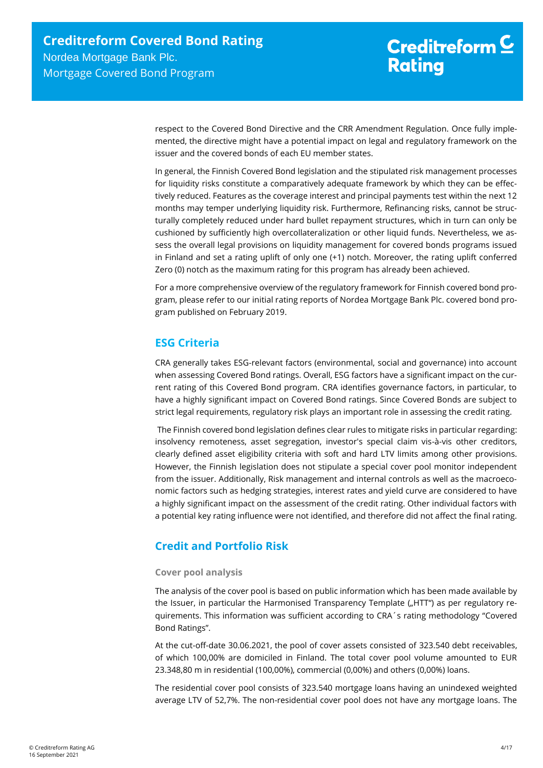respect to the Covered Bond Directive and the CRR Amendment Regulation. Once fully implemented, the directive might have a potential impact on legal and regulatory framework on the issuer and the covered bonds of each EU member states.

In general, the Finnish Covered Bond legislation and the stipulated risk management processes for liquidity risks constitute a comparatively adequate framework by which they can be effectively reduced. Features as the coverage interest and principal payments test within the next 12 months may temper underlying liquidity risk. Furthermore, Refinancing risks, cannot be structurally completely reduced under hard bullet repayment structures, which in turn can only be cushioned by sufficiently high overcollateralization or other liquid funds. Nevertheless, we assess the overall legal provisions on liquidity management for covered bonds programs issued in Finland and set a rating uplift of only one (+1) notch. Moreover, the rating uplift conferred Zero (0) notch as the maximum rating for this program has already been achieved.

For a more comprehensive overview of the regulatory framework for Finnish covered bond program, please refer to our initial rating reports of Nordea Mortgage Bank Plc. covered bond program published on February 2019.

## ESG Criteria

CRA generally takes ESG-relevant factors (environmental, social and governance) into account when assessing Covered Bond ratings. Overall, ESG factors have a significant impact on the current rating of this Covered Bond program. CRA identifies governance factors, in particular, to have a highly significant impact on Covered Bond ratings. Since Covered Bonds are subject to strict legal requirements, regulatory risk plays an important role in assessing the credit rating.

The Finnish covered bond legislation defines clear rules to mitigate risks in particular regarding: insolvency remoteness, asset segregation, investor's special claim vis-à-vis other creditors, clearly defined asset eligibility criteria with soft and hard LTV limits among other provisions. However, the Finnish legislation does not stipulate a special cover pool monitor independent from the issuer. Additionally, Risk management and internal controls as well as the macroeconomic factors such as hedging strategies, interest rates and yield curve are considered to have a highly significant impact on the assessment of the credit rating. Other individual factors with a potential key rating influence were not identified, and therefore did not affect the final rating.

## Credit and Portfolio Risk

### Cover pool analysis

The analysis of the cover pool is based on public information which has been made available by the Issuer, in particular the Harmonised Transparency Template („HTT") as per regulatory requirements. This information was sufficient according to CRA´s rating methodology "Covered Bond Ratings".

At the cut-off-date 30.06.2021, the pool of cover assets consisted of 323.540 debt receivables, of which 100,00% are domiciled in Finland. The total cover pool volume amounted to EUR 23.348,80 m in residential (100,00%), commercial (0,00%) and others (0,00%) loans.

The residential cover pool consists of 323.540 mortgage loans having an unindexed weighted average LTV of 52,7%. The non-residential cover pool does not have any mortgage loans. The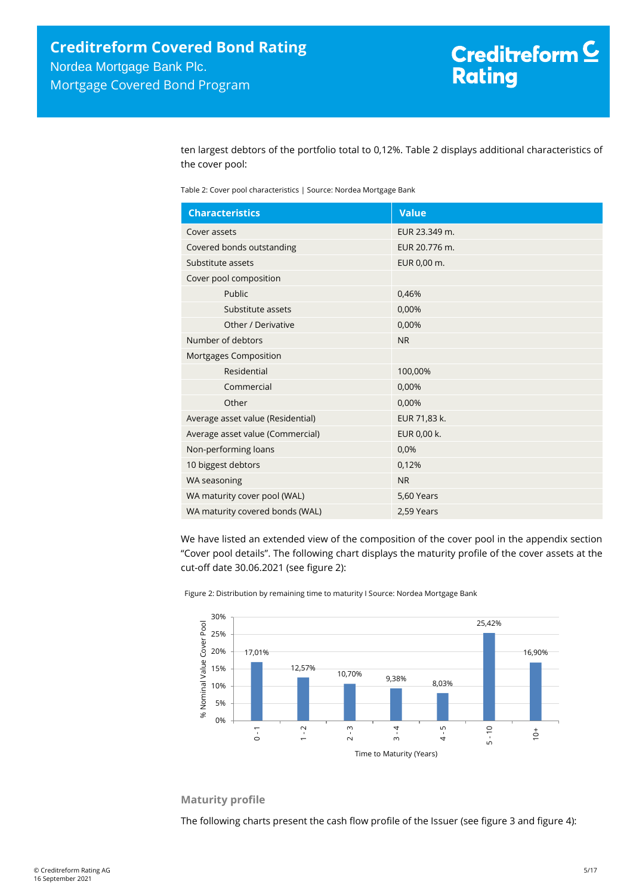ten largest debtors of the portfolio total to 0,12%. Table 2 displays additional characteristics of the cover pool:

Table 2: Cover pool characteristics | Source: Nordea Mortgage Bank

| Characteristics | Value |
|---|---|
| Cover assets | EUR 23.349 m. |
| Covered bonds outstanding | EUR 20.776 m. |
| Substitute assets | EUR 0,00 m. |
| Cover pool composition | |
| Public | 0,46% |
| Substitute assets | 0,00% |
| Other / Derivative | 0,00% |
| Number of debtors | NR |
| Mortgages Composition | |
| Residential | 100,00% |
| Commercial | 0,00% |
| Other | 0,00% |
| Average asset value (Residential) | EUR 71,83 k. |
| Average asset value (Commercial) | EUR 0,00 k. |
| Non-performing loans | 0,0% |
| 10 biggest debtors | 0,12% |
| WA seasoning | NR |
| WA maturity cover pool (WAL) | 5,60 Years |
| WA maturity covered bonds (WAL) | 2,59 Years |

We have listed an extended view of the composition of the cover pool in the appendix section "Cover pool details". The following chart displays the maturity profile of the cover assets at the cut-off date 30.06.2021 (see figure 2):

Figure 2: Distribution by remaining time to maturity I Source: Nordea Mortgage Bank

| Time to Maturity (Years) | % Nominal Value Cover Pool |
|---|---|
| 0 - 1 | 17,01% |
| 1 - 2 | 12,57% |
| 2 - 3 | 10,70% |
| 3 - 4 | 9,38% |
| 4 - 5 | 8,03% |
| 5 - 10 | 25,42% |
| 10+ | 16,90% |

### Maturity profile

The following charts present the cash flow profile of the Issuer (see figure 3 and figure 4):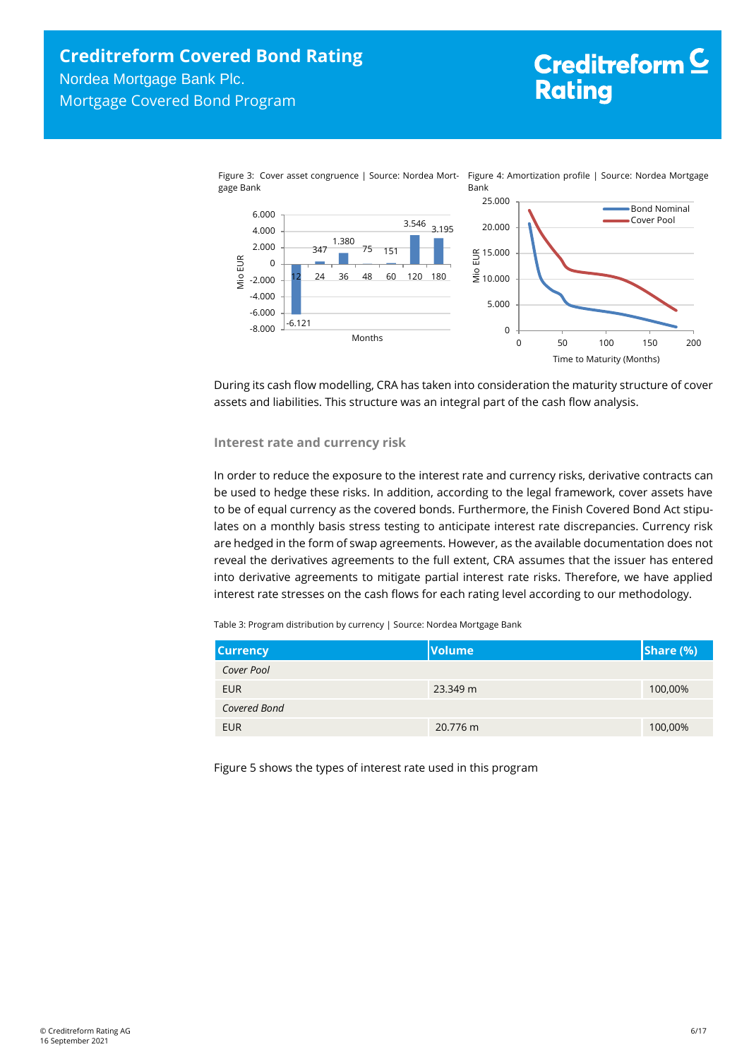Figure 3: Cover asset congruence | Source: Nordea Mortgage Bank

Figure 4: Amortization profile | Source: Nordea Mortgage Bank

During its cash flow modelling, CRA has taken into consideration the maturity structure of cover assets and liabilities. This structure was an integral part of the cash flow analysis.

### Interest rate and currency risk

In order to reduce the exposure to the interest rate and currency risks, derivative contracts can be used to hedge these risks. In addition, according to the legal framework, cover assets have to be of equal currency as the covered bonds. Furthermore, the Finish Covered Bond Act stipulates on a monthly basis stress testing to anticipate interest rate discrepancies. Currency risk are hedged in the form of swap agreements. However, as the available documentation does not reveal the derivatives agreements to the full extent, CRA assumes that the issuer has entered into derivative agreements to mitigate partial interest rate risks. Therefore, we have applied interest rate stresses on the cash flows for each rating level according to our methodology.

Table 3: Program distribution by currency | Source: Nordea Mortgage Bank

| Currency | Volume | Share (%) |
|---|---|---|
| *Cover Pool* | | |
| EUR | 23.349 m | 100,00% |
| *Covered Bond* | | |
| EUR | 20.776 m | 100,00% |

Figure 5 shows the types of interest rate used in this program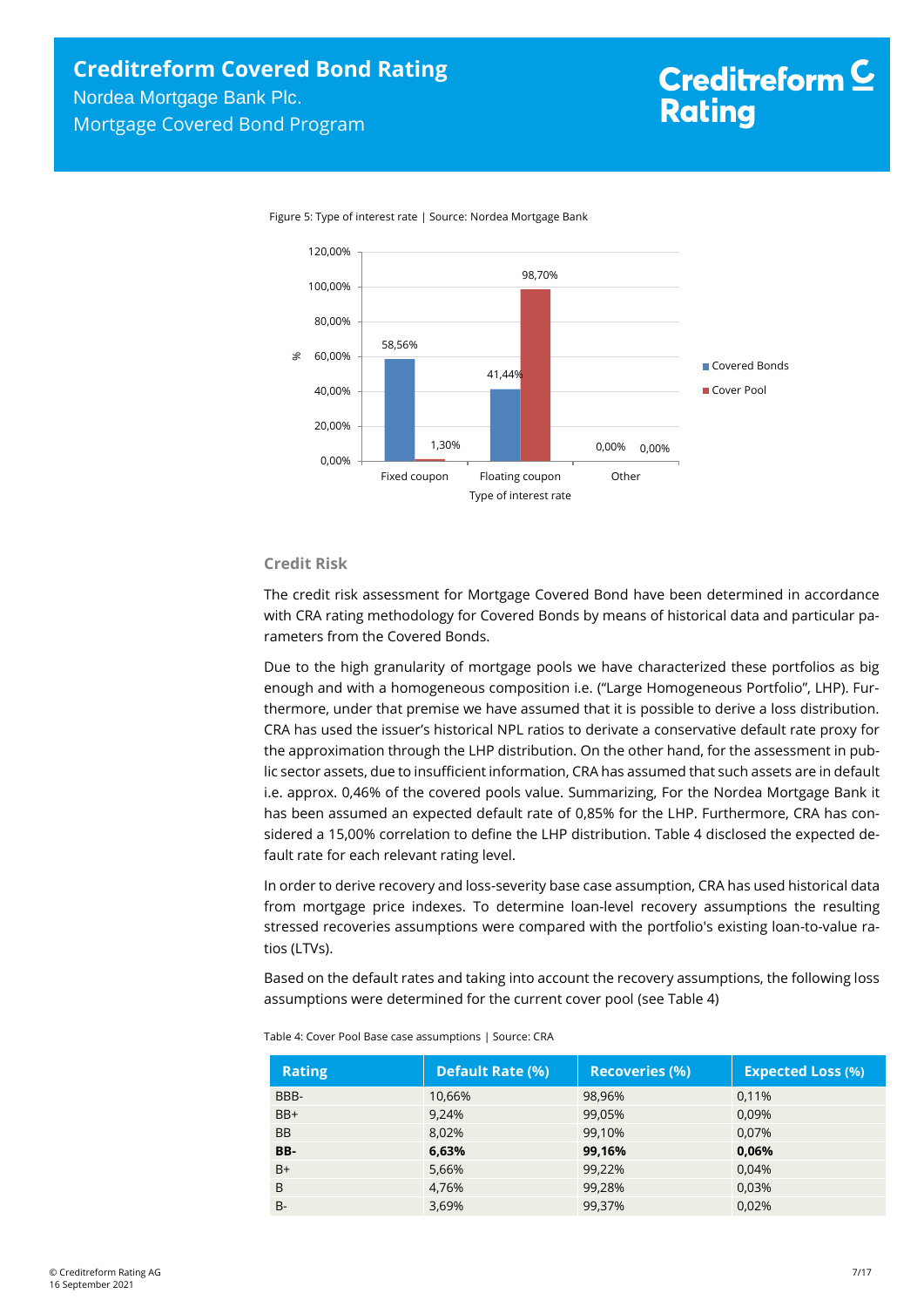Figure 5: Type of interest rate | Source: Nordea Mortgage Bank

| Type of interest rate | Covered Bonds | Cover Pool |
|---|---|---|
| Fixed coupon | 58,56% | 1,30% |
| Floating coupon | 41,44% | 98,70% |
| Other | 0,00% | 0,00% |

### Credit Risk

The credit risk assessment for Mortgage Covered Bond have been determined in accordance with CRA rating methodology for Covered Bonds by means of historical data and particular parameters from the Covered Bonds.

Due to the high granularity of mortgage pools we have characterized these portfolios as big enough and with a homogeneous composition i.e. ("Large Homogeneous Portfolio", LHP). Furthermore, under that premise we have assumed that it is possible to derive a loss distribution. CRA has used the issuer's historical NPL ratios to derivate a conservative default rate proxy for the approximation through the LHP distribution. On the other hand, for the assessment in public sector assets, due to insufficient information, CRA has assumed that such assets are in default i.e. approx. 0,46% of the covered pools value. Summarizing, For the Nordea Mortgage Bank it has been assumed an expected default rate of 0,85% for the LHP. Furthermore, CRA has considered a 15,00% correlation to define the LHP distribution. Table 4 disclosed the expected default rate for each relevant rating level.

In order to derive recovery and loss-severity base case assumption, CRA has used historical data from mortgage price indexes. To determine loan-level recovery assumptions the resulting stressed recoveries assumptions were compared with the portfolio's existing loan-to-value ratios (LTVs).

Based on the default rates and taking into account the recovery assumptions, the following loss assumptions were determined for the current cover pool (see Table 4)

Table 4: Cover Pool Base case assumptions | Source: CRA

| Rating | Default Rate (%) | Recoveries (%) | Expected Loss (%) |
|---|---|---|---|
| BBB- | 10,66% | 98,96% | 0,11% |
| BB+ | 9,24% | 99,05% | 0,09% |
| BB | 8,02% | 99,10% | 0,07% |
| **BB-** | **6,63%** | **99,16%** | **0,06%** |
| B+ | 5,66% | 99,22% | 0,04% |
| B | 4,76% | 99,28% | 0,03% |
| B- | 3,69% | 99,37% | 0,02% |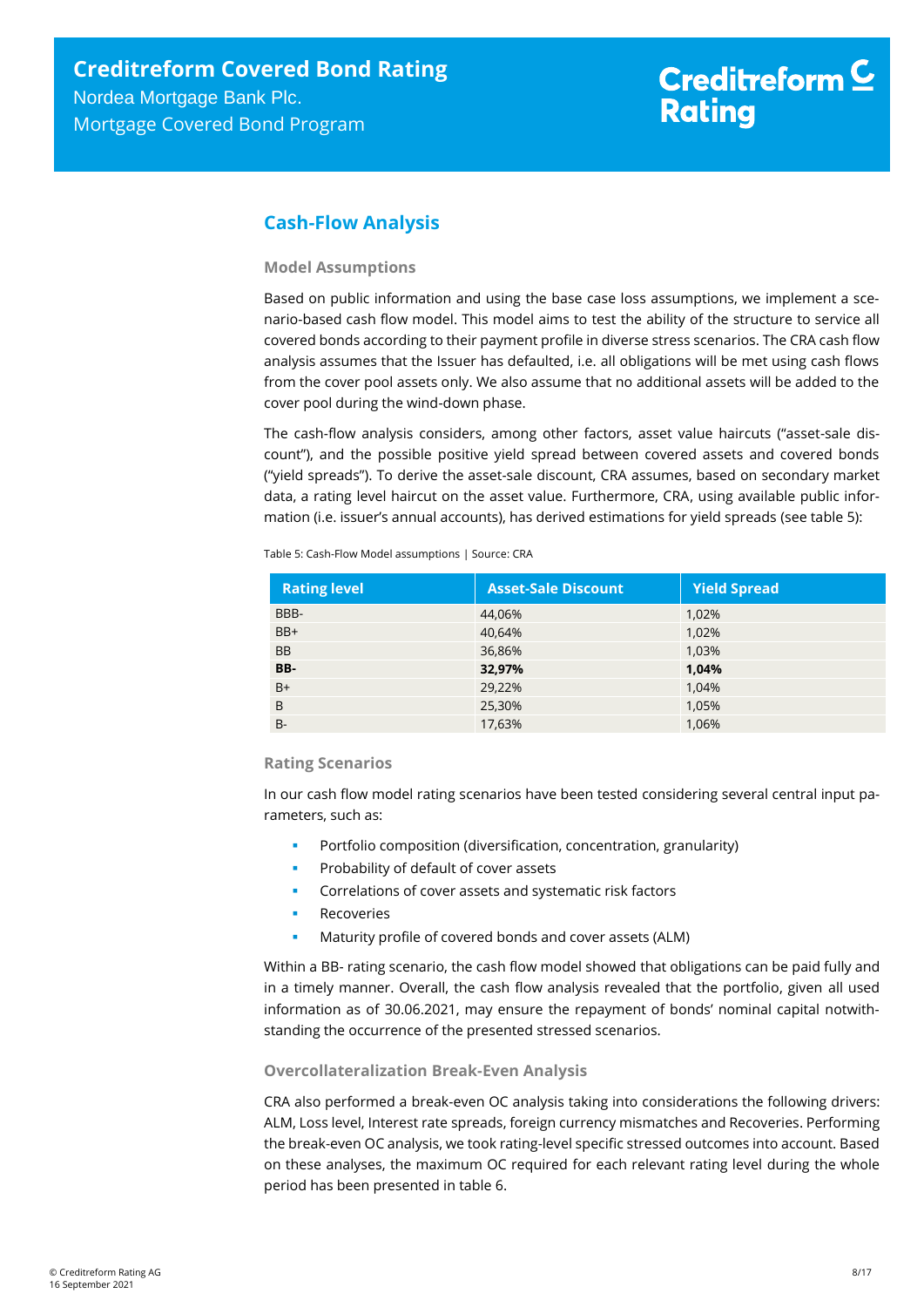## Cash-Flow Analysis

### Model Assumptions

Based on public information and using the base case loss assumptions, we implement a scenario-based cash flow model. This model aims to test the ability of the structure to service all covered bonds according to their payment profile in diverse stress scenarios. The CRA cash flow analysis assumes that the Issuer has defaulted, i.e. all obligations will be met using cash flows from the cover pool assets only. We also assume that no additional assets will be added to the cover pool during the wind-down phase.

The cash-flow analysis considers, among other factors, asset value haircuts ("asset-sale discount"), and the possible positive yield spread between covered assets and covered bonds ("yield spreads"). To derive the asset-sale discount, CRA assumes, based on secondary market data, a rating level haircut on the asset value. Furthermore, CRA, using available public information (i.e. issuer's annual accounts), has derived estimations for yield spreads (see table 5):

Table 5: Cash-Flow Model assumptions | Source: CRA

| Rating level | Asset-Sale Discount | Yield Spread |
|---|---|---|
| BBB- | 44,06% | 1,02% |
| BB+ | 40,64% | 1,02% |
| BB | 36,86% | 1,03% |
| **BB-** | **32,97%** | **1,04%** |
| B+ | 29,22% | 1,04% |
| B | 25,30% | 1,05% |
| B- | 17,63% | 1,06% |

### Rating Scenarios

In our cash flow model rating scenarios have been tested considering several central input parameters, such as:

- Portfolio composition (diversification, concentration, granularity)
- Probability of default of cover assets
- Correlations of cover assets and systematic risk factors
- Recoveries
- Maturity profile of covered bonds and cover assets (ALM)

Within a BB- rating scenario, the cash flow model showed that obligations can be paid fully and in a timely manner. Overall, the cash flow analysis revealed that the portfolio, given all used information as of 30.06.2021, may ensure the repayment of bonds' nominal capital notwithstanding the occurrence of the presented stressed scenarios.

### Overcollateralization Break-Even Analysis

CRA also performed a break-even OC analysis taking into considerations the following drivers: ALM, Loss level, Interest rate spreads, foreign currency mismatches and Recoveries. Performing the break-even OC analysis, we took rating-level specific stressed outcomes into account. Based on these analyses, the maximum OC required for each relevant rating level during the whole period has been presented in table 6.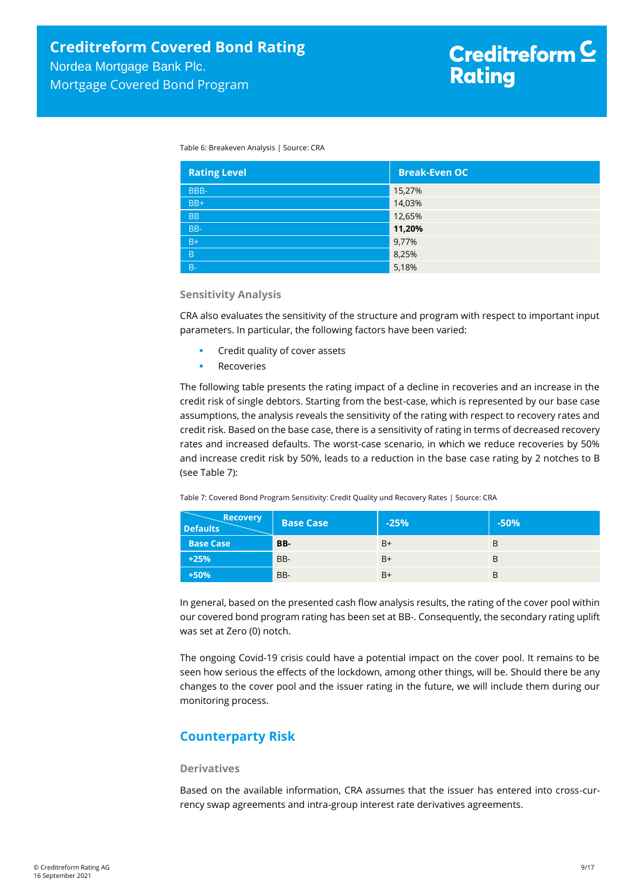Table 6: Breakeven Analysis | Source: CRA

| Rating Level | Break-Even OC |
|---|---|
| BBB- | 15,27% |
| BB+ | 14,03% |
| BB | 12,65% |
| BB- | **11,20%** |
| B+ | 9,77% |
| B | 8,25% |
| B- | 5,18% |

### Sensitivity Analysis

CRA also evaluates the sensitivity of the structure and program with respect to important input parameters. In particular, the following factors have been varied:

- Credit quality of cover assets
- Recoveries

The following table presents the rating impact of a decline in recoveries and an increase in the credit risk of single debtors. Starting from the best-case, which is represented by our base case assumptions, the analysis reveals the sensitivity of the rating with respect to recovery rates and credit risk. Based on the base case, there is a sensitivity of rating in terms of decreased recovery rates and increased defaults. The worst-case scenario, in which we reduce recoveries by 50% and increase credit risk by 50%, leads to a reduction in the base case rating by 2 notches to B (see Table 7):

Table 7: Covered Bond Program Sensitivity: Credit Quality und Recovery Rates | Source: CRA

| Defaults \ Recovery | Base Case | -25% | -50% |
|---|---|---|---|
| **Base Case** | **BB-** | B+ | B |
| **+25%** | BB- | B+ | B |
| **+50%** | BB- | B+ | B |

In general, based on the presented cash flow analysis results, the rating of the cover pool within our covered bond program rating has been set at BB-. Consequently, the secondary rating uplift was set at Zero (0) notch.

The ongoing Covid-19 crisis could have a potential impact on the cover pool. It remains to be seen how serious the effects of the lockdown, among other things, will be. Should there be any changes to the cover pool and the issuer rating in the future, we will include them during our monitoring process.

## Counterparty Risk

### Derivatives

Based on the available information, CRA assumes that the issuer has entered into cross-currency swap agreements and intra-group interest rate derivatives agreements.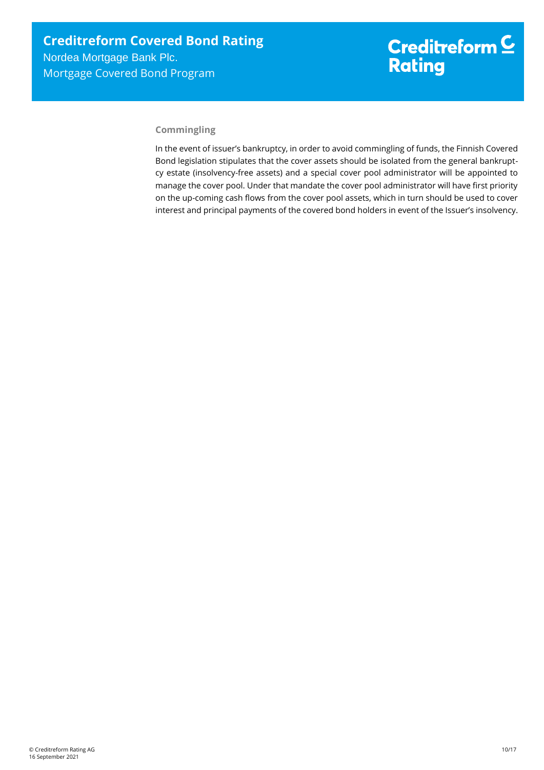### Commingling

In the event of issuer's bankruptcy, in order to avoid commingling of funds, the Finnish Covered Bond legislation stipulates that the cover assets should be isolated from the general bankruptcy estate (insolvency-free assets) and a special cover pool administrator will be appointed to manage the cover pool. Under that mandate the cover pool administrator will have first priority on the up-coming cash flows from the cover pool assets, which in turn should be used to cover interest and principal payments of the covered bond holders in event of the Issuer's insolvency.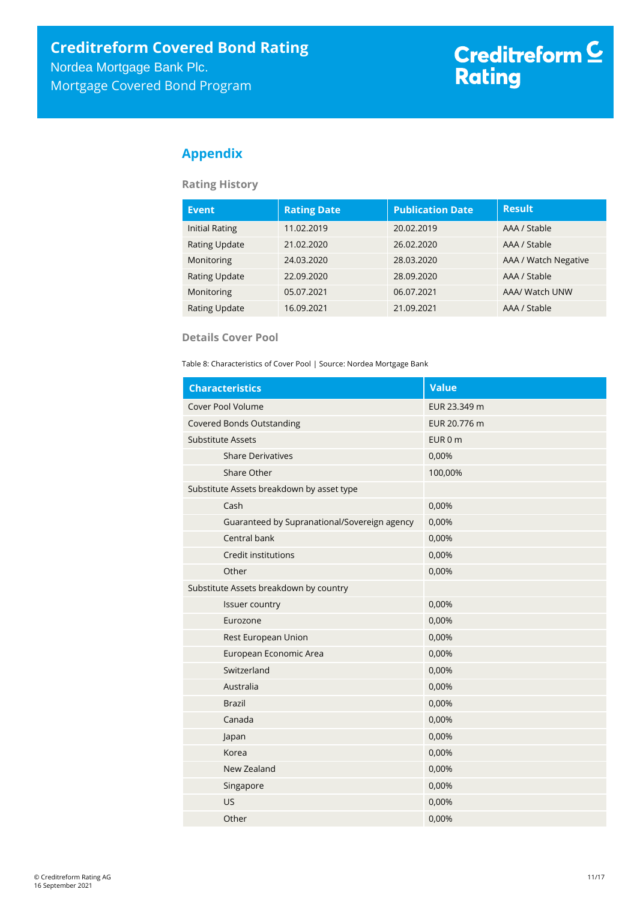## Appendix

### Rating History

| Event | Rating Date | Publication Date | Result |
|---|---|---|---|
| Initial Rating | 11.02.2019 | 20.02.2019 | AAA / Stable |
| Rating Update | 21.02.2020 | 26.02.2020 | AAA / Stable |
| Monitoring | 24.03.2020 | 28.03.2020 | AAA / Watch Negative |
| Rating Update | 22.09.2020 | 28.09.2020 | AAA / Stable |
| Monitoring | 05.07.2021 | 06.07.2021 | AAA/ Watch UNW |
| Rating Update | 16.09.2021 | 21.09.2021 | AAA / Stable |

### Details Cover Pool

Table 8: Characteristics of Cover Pool | Source: Nordea Mortgage Bank

| Characteristics | Value |
|---|---|
| Cover Pool Volume | EUR 23.349 m |
| Covered Bonds Outstanding | EUR 20.776 m |
| Substitute Assets | EUR 0 m |
| Share Derivatives | 0,00% |
| Share Other | 100,00% |
| Substitute Assets breakdown by asset type | |
| Cash | 0,00% |
| Guaranteed by Supranational/Sovereign agency | 0,00% |
| Central bank | 0,00% |
| Credit institutions | 0,00% |
| Other | 0,00% |
| Substitute Assets breakdown by country | |
| Issuer country | 0,00% |
| Eurozone | 0,00% |
| Rest European Union | 0,00% |
| European Economic Area | 0,00% |
| Switzerland | 0,00% |
| Australia | 0,00% |
| Brazil | 0,00% |
| Canada | 0,00% |
| Japan | 0,00% |
| Korea | 0,00% |
| New Zealand | 0,00% |
| Singapore | 0,00% |
| US | 0,00% |
| Other | 0,00% |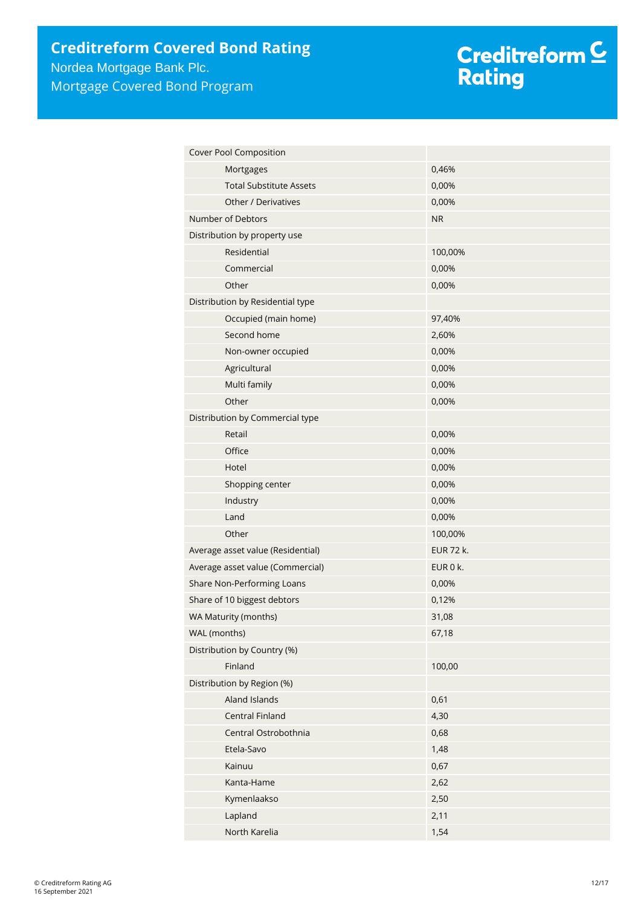| | |
|---|---|
| Cover Pool Composition | |
| Mortgages | 0,46% |
| Total Substitute Assets | 0,00% |
| Other / Derivatives | 0,00% |
| Number of Debtors | NR |
| Distribution by property use | |
| Residential | 100,00% |
| Commercial | 0,00% |
| Other | 0,00% |
| Distribution by Residential type | |
| Occupied (main home) | 97,40% |
| Second home | 2,60% |
| Non-owner occupied | 0,00% |
| Agricultural | 0,00% |
| Multi family | 0,00% |
| Other | 0,00% |
| Distribution by Commercial type | |
| Retail | 0,00% |
| Office | 0,00% |
| Hotel | 0,00% |
| Shopping center | 0,00% |
| Industry | 0,00% |
| Land | 0,00% |
| Other | 100,00% |
| Average asset value (Residential) | EUR 72 k. |
| Average asset value (Commercial) | EUR 0 k. |
| Share Non-Performing Loans | 0,00% |
| Share of 10 biggest debtors | 0,12% |
| WA Maturity (months) | 31,08 |
| WAL (months) | 67,18 |
| Distribution by Country (%) | |
| Finland | 100,00 |
| Distribution by Region (%) | |
| Aland Islands | 0,61 |
| Central Finland | 4,30 |
| Central Ostrobothnia | 0,68 |
| Etela-Savo | 1,48 |
| Kainuu | 0,67 |
| Kanta-Hame | 2,62 |
| Kymenlaakso | 2,50 |
| Lapland | 2,11 |
| North Karelia | 1,54 |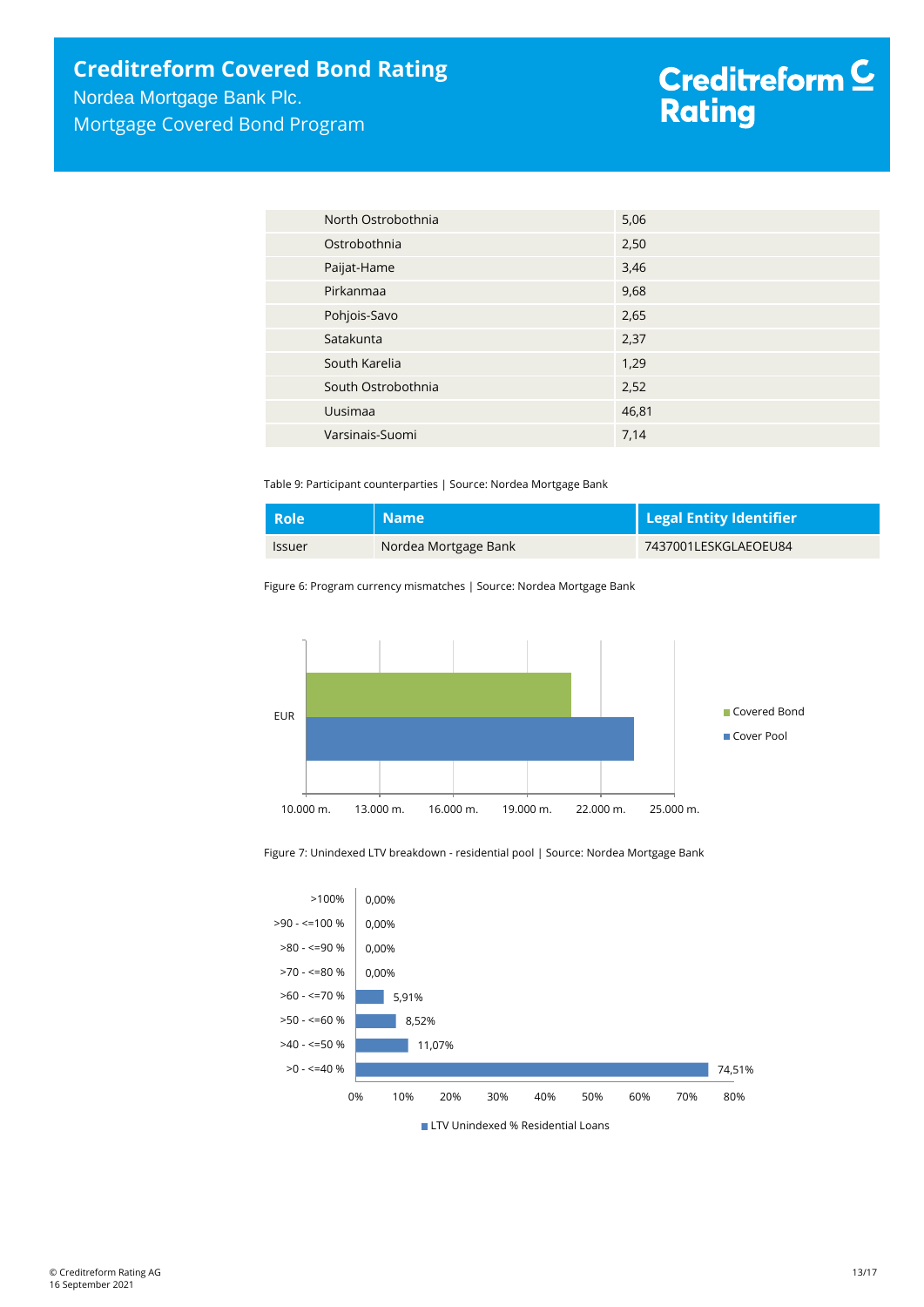| | |
|---|---|
| North Ostrobothnia | 5,06 |
| Ostrobothnia | 2,50 |
| Paijat-Hame | 3,46 |
| Pirkanmaa | 9,68 |
| Pohjois-Savo | 2,65 |
| Satakunta | 2,37 |
| South Karelia | 1,29 |
| South Ostrobothnia | 2,52 |
| Uusimaa | 46,81 |
| Varsinais-Suomi | 7,14 |

Table 9: Participant counterparties | Source: Nordea Mortgage Bank

| Role | Name | Legal Entity Identifier |
|---|---|---|
| Issuer | Nordea Mortgage Bank | 7437001LESKGLAEOEU84 |

Figure 6: Program currency mismatches | Source: Nordea Mortgage Bank

Figure 7: Unindexed LTV breakdown - residential pool | Source: Nordea Mortgage Bank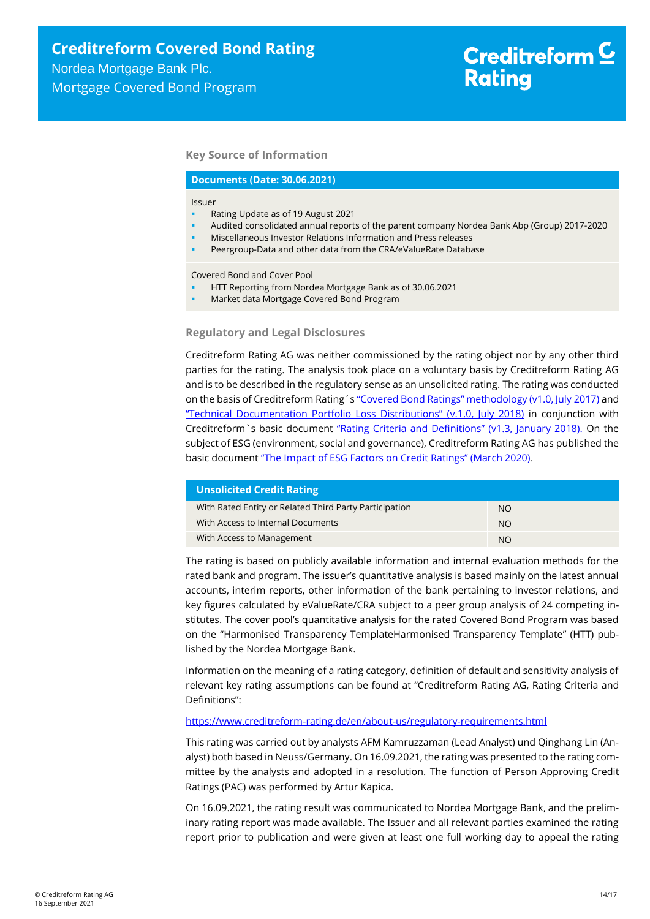## Key Source of Information

| Documents (Date: 30.06.2021) |
|---|
| Issuer<br>▪ Rating Update as of 19 August 2021<br>▪ Audited consolidated annual reports of the parent company Nordea Bank Abp (Group) 2017-2020<br>▪ Miscellaneous Investor Relations Information and Press releases<br>▪ Peergroup-Data and other data from the CRA/eValueRate Database |
| Covered Bond and Cover Pool<br>▪ HTT Reporting from Nordea Mortgage Bank as of 30.06.2021<br>▪ Market data Mortgage Covered Bond Program |

## Regulatory and Legal Disclosures

Creditreform Rating AG was neither commissioned by the rating object nor by any other third parties for the rating. The analysis took place on a voluntary basis by Creditreform Rating AG and is to be described in the regulatory sense as an unsolicited rating. The rating was conducted on the basis of Creditreform Rating´s "Covered Bond Ratings" methodology (v1.0, July 2017) and "Technical Documentation Portfolio Loss Distributions" (v.1.0, July 2018) in conjunction with Creditreform`s basic document "Rating Criteria and Definitions" (v1.3, January 2018). On the subject of ESG (environment, social and governance), Creditreform Rating AG has published the basic document "The Impact of ESG Factors on Credit Ratings" (March 2020).

| Unsolicited Credit Rating | |
|---|---|
| With Rated Entity or Related Third Party Participation | NO |
| With Access to Internal Documents | NO |
| With Access to Management | NO |

The rating is based on publicly available information and internal evaluation methods for the rated bank and program. The issuer's quantitative analysis is based mainly on the latest annual accounts, interim reports, other information of the bank pertaining to investor relations, and key figures calculated by eValueRate/CRA subject to a peer group analysis of 24 competing institutes. The cover pool's quantitative analysis for the rated Covered Bond Program was based on the "Harmonised Transparency TemplateHarmonised Transparency Template" (HTT) published by the Nordea Mortgage Bank.

Information on the meaning of a rating category, definition of default and sensitivity analysis of relevant key rating assumptions can be found at "Creditreform Rating AG, Rating Criteria and Definitions":

https://www.creditreform-rating.de/en/about-us/regulatory-requirements.html

This rating was carried out by analysts AFM Kamruzzaman (Lead Analyst) und Qinghang Lin (Analyst) both based in Neuss/Germany. On 16.09.2021, the rating was presented to the rating committee by the analysts and adopted in a resolution. The function of Person Approving Credit Ratings (PAC) was performed by Artur Kapica.

On 16.09.2021, the rating result was communicated to Nordea Mortgage Bank, and the preliminary rating report was made available. The Issuer and all relevant parties examined the rating report prior to publication and were given at least one full working day to appeal the rating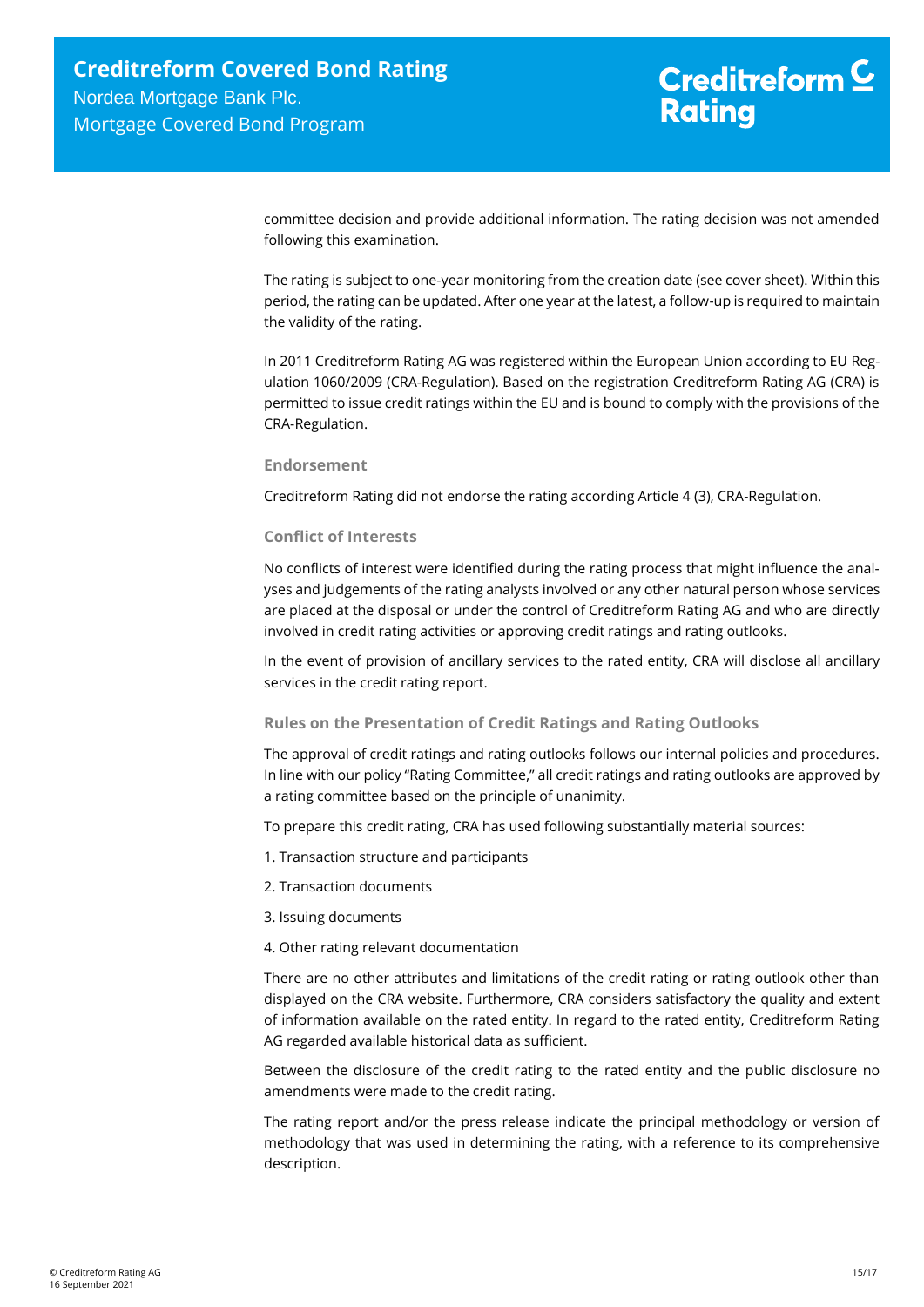committee decision and provide additional information. The rating decision was not amended following this examination.

The rating is subject to one-year monitoring from the creation date (see cover sheet). Within this period, the rating can be updated. After one year at the latest, a follow-up is required to maintain the validity of the rating.

In 2011 Creditreform Rating AG was registered within the European Union according to EU Regulation 1060/2009 (CRA-Regulation). Based on the registration Creditreform Rating AG (CRA) is permitted to issue credit ratings within the EU and is bound to comply with the provisions of the CRA-Regulation.

### Endorsement

Creditreform Rating did not endorse the rating according Article 4 (3), CRA-Regulation.

### Conflict of Interests

No conflicts of interest were identified during the rating process that might influence the analyses and judgements of the rating analysts involved or any other natural person whose services are placed at the disposal or under the control of Creditreform Rating AG and who are directly involved in credit rating activities or approving credit ratings and rating outlooks.

In the event of provision of ancillary services to the rated entity, CRA will disclose all ancillary services in the credit rating report.

### Rules on the Presentation of Credit Ratings and Rating Outlooks

The approval of credit ratings and rating outlooks follows our internal policies and procedures. In line with our policy "Rating Committee," all credit ratings and rating outlooks are approved by a rating committee based on the principle of unanimity.

To prepare this credit rating, CRA has used following substantially material sources:

1. Transaction structure and participants
2. Transaction documents
3. Issuing documents
4. Other rating relevant documentation

There are no other attributes and limitations of the credit rating or rating outlook other than displayed on the CRA website. Furthermore, CRA considers satisfactory the quality and extent of information available on the rated entity. In regard to the rated entity, Creditreform Rating AG regarded available historical data as sufficient.

Between the disclosure of the credit rating to the rated entity and the public disclosure no amendments were made to the credit rating.

The rating report and/or the press release indicate the principal methodology or version of methodology that was used in determining the rating, with a reference to its comprehensive description.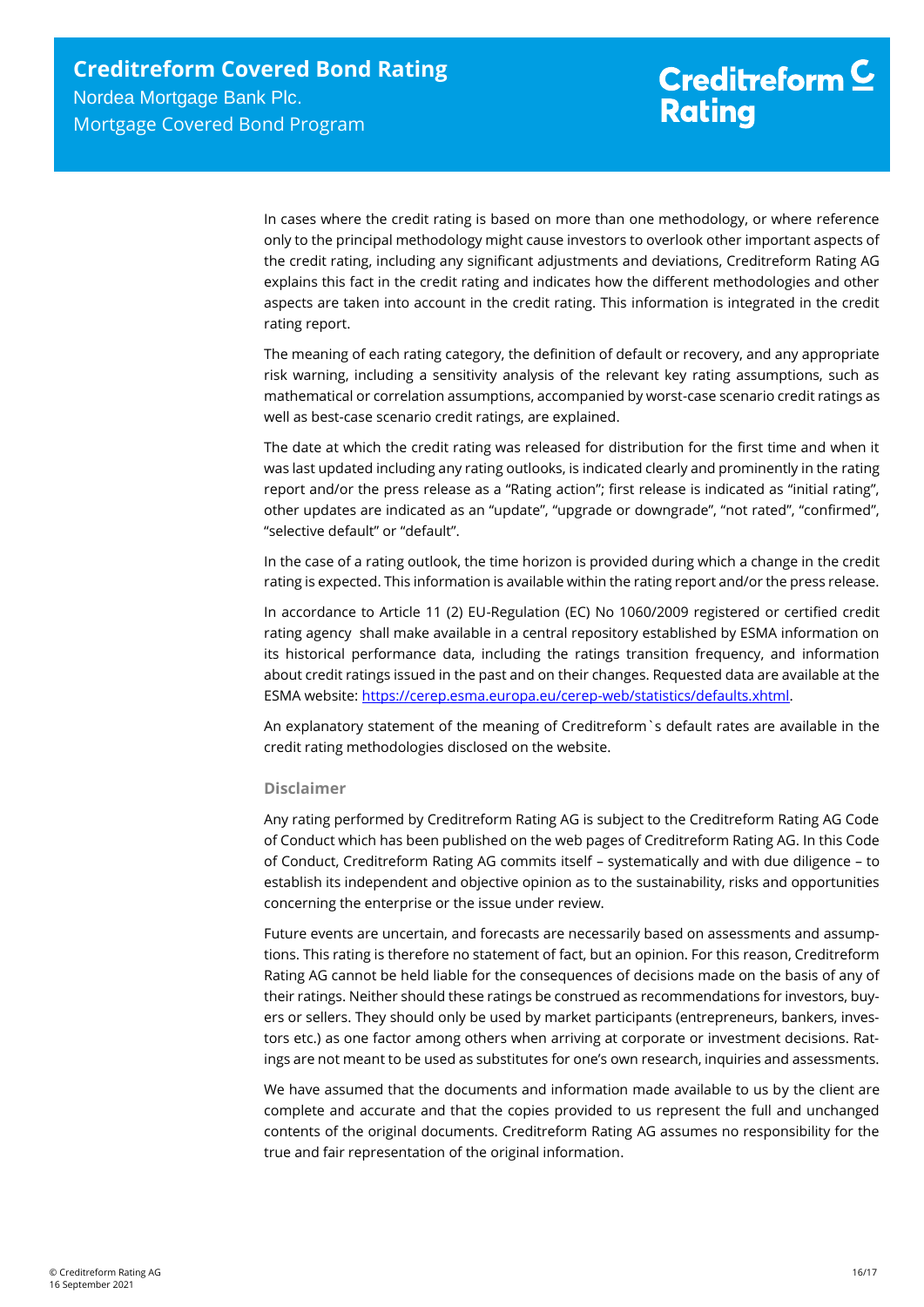In cases where the credit rating is based on more than one methodology, or where reference only to the principal methodology might cause investors to overlook other important aspects of the credit rating, including any significant adjustments and deviations, Creditreform Rating AG explains this fact in the credit rating and indicates how the different methodologies and other aspects are taken into account in the credit rating. This information is integrated in the credit rating report.

The meaning of each rating category, the definition of default or recovery, and any appropriate risk warning, including a sensitivity analysis of the relevant key rating assumptions, such as mathematical or correlation assumptions, accompanied by worst-case scenario credit ratings as well as best-case scenario credit ratings, are explained.

The date at which the credit rating was released for distribution for the first time and when it was last updated including any rating outlooks, is indicated clearly and prominently in the rating report and/or the press release as a "Rating action"; first release is indicated as "initial rating", other updates are indicated as an "update", "upgrade or downgrade", "not rated", "confirmed", "selective default" or "default".

In the case of a rating outlook, the time horizon is provided during which a change in the credit rating is expected. This information is available within the rating report and/or the press release.

In accordance to Article 11 (2) EU-Regulation (EC) No 1060/2009 registered or certified credit rating agency shall make available in a central repository established by ESMA information on its historical performance data, including the ratings transition frequency, and information about credit ratings issued in the past and on their changes. Requested data are available at the ESMA website: https://cerep.esma.europa.eu/cerep-web/statistics/defaults.xhtml.

An explanatory statement of the meaning of Creditreform`s default rates are available in the credit rating methodologies disclosed on the website.

### Disclaimer

Any rating performed by Creditreform Rating AG is subject to the Creditreform Rating AG Code of Conduct which has been published on the web pages of Creditreform Rating AG. In this Code of Conduct, Creditreform Rating AG commits itself – systematically and with due diligence – to establish its independent and objective opinion as to the sustainability, risks and opportunities concerning the enterprise or the issue under review.

Future events are uncertain, and forecasts are necessarily based on assessments and assumptions. This rating is therefore no statement of fact, but an opinion. For this reason, Creditreform Rating AG cannot be held liable for the consequences of decisions made on the basis of any of their ratings. Neither should these ratings be construed as recommendations for investors, buyers or sellers. They should only be used by market participants (entrepreneurs, bankers, investors etc.) as one factor among others when arriving at corporate or investment decisions. Ratings are not meant to be used as substitutes for one's own research, inquiries and assessments.

We have assumed that the documents and information made available to us by the client are complete and accurate and that the copies provided to us represent the full and unchanged contents of the original documents. Creditreform Rating AG assumes no responsibility for the true and fair representation of the original information.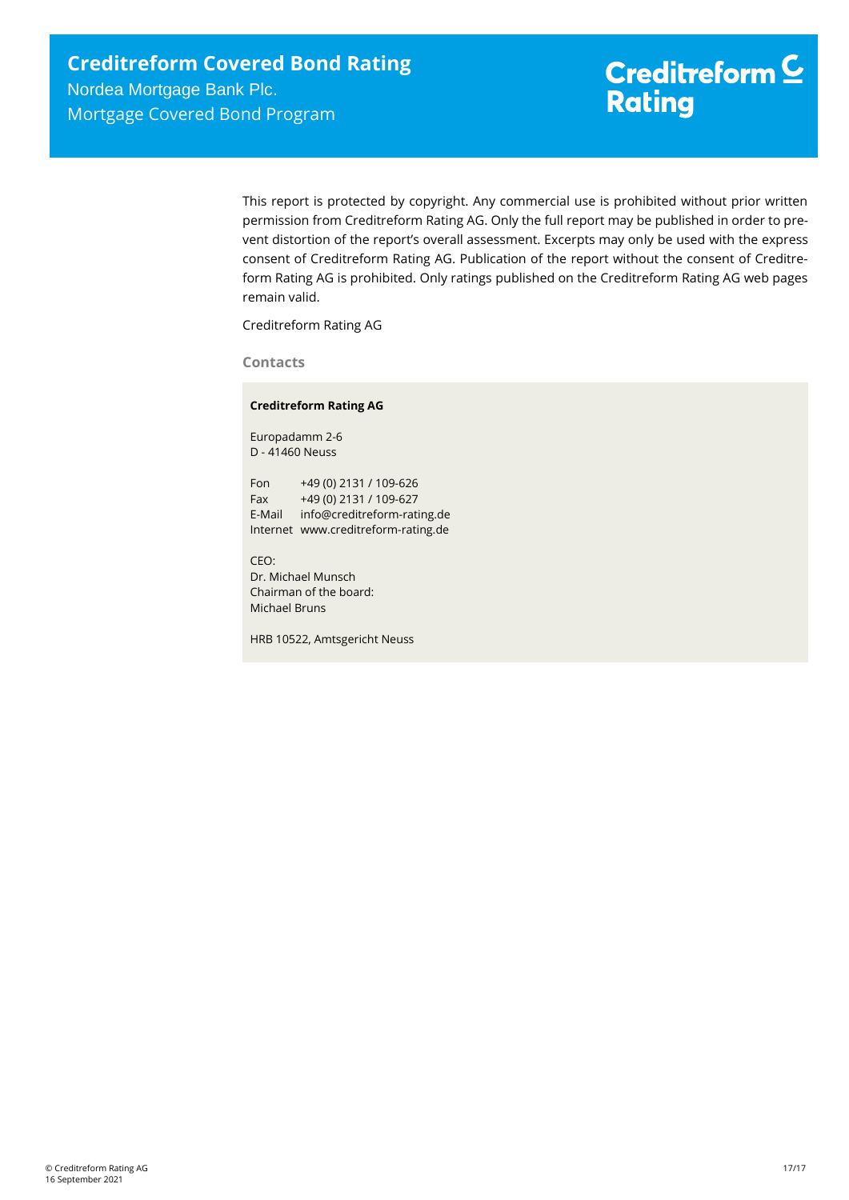This report is protected by copyright. Any commercial use is prohibited without prior written permission from Creditreform Rating AG. Only the full report may be published in order to prevent distortion of the report's overall assessment. Excerpts may only be used with the express consent of Creditreform Rating AG. Publication of the report without the consent of Creditreform Rating AG is prohibited. Only ratings published on the Creditreform Rating AG web pages remain valid.

Creditreform Rating AG

## Contacts

**Creditreform Rating AG**

Europadamm 2-6
D - 41460 Neuss

Fon +49 (0) 2131 / 109-626
Fax +49 (0) 2131 / 109-627
E-Mail info@creditreform-rating.de
Internet www.creditreform-rating.de

CEO:
Dr. Michael Munsch
Chairman of the board:
Michael Bruns

HRB 10522, Amtsgericht Neuss